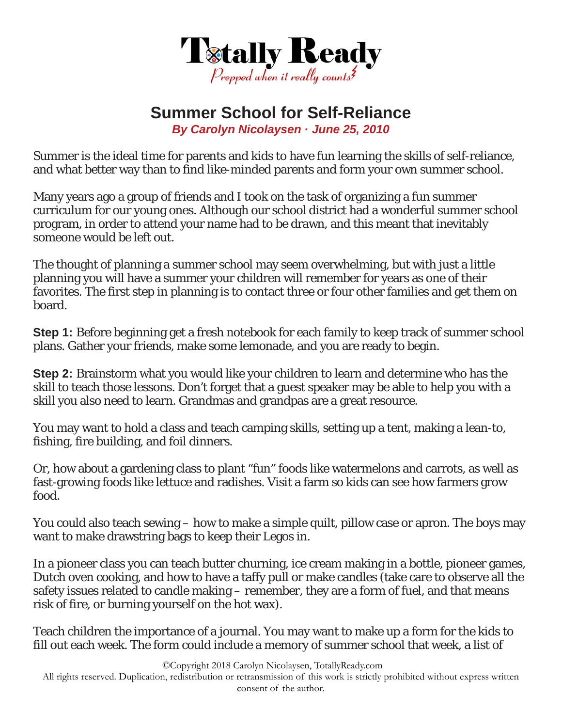Totally Ready
*Prepped when it really counts*

# Summer School for Self-Reliance

***By Carolyn Nicolaysen · June 25, 2010***

Summer is the ideal time for parents and kids to have fun learning the skills of self-reliance, and what better way than to find like-minded parents and form your own summer school.

Many years ago a group of friends and I took on the task of organizing a fun summer curriculum for our young ones. Although our school district had a wonderful summer school program, in order to attend your name had to be drawn, and this meant that inevitably someone would be left out.

The thought of planning a summer school may seem overwhelming, but with just a little planning you will have a summer your children will remember for years as one of their favorites. The first step in planning is to contact three or four other families and get them on board.

**Step 1:** Before beginning get a fresh notebook for each family to keep track of summer school plans. Gather your friends, make some lemonade, and you are ready to begin.

**Step 2:** Brainstorm what you would like your children to learn and determine who has the skill to teach those lessons. Don't forget that a guest speaker may be able to help you with a skill you also need to learn. Grandmas and grandpas are a great resource.

You may want to hold a class and teach camping skills, setting up a tent, making a lean-to, fishing, fire building, and foil dinners.

Or, how about a gardening class to plant "fun" foods like watermelons and carrots, as well as fast-growing foods like lettuce and radishes. Visit a farm so kids can see how farmers grow food.

You could also teach sewing – how to make a simple quilt, pillow case or apron. The boys may want to make drawstring bags to keep their Legos in.

In a pioneer class you can teach butter churning, ice cream making in a bottle, pioneer games, Dutch oven cooking, and how to have a taffy pull or make candles (take care to observe all the safety issues related to candle making – remember, they are a form of fuel, and that means risk of fire, or burning yourself on the hot wax).

Teach children the importance of a journal. You may want to make up a form for the kids to fill out each week. The form could include a memory of summer school that week, a list of

©Copyright 2018 Carolyn Nicolaysen, TotallyReady.com
All rights reserved. Duplication, redistribution or retransmission of this work is strictly prohibited without express written consent of the author.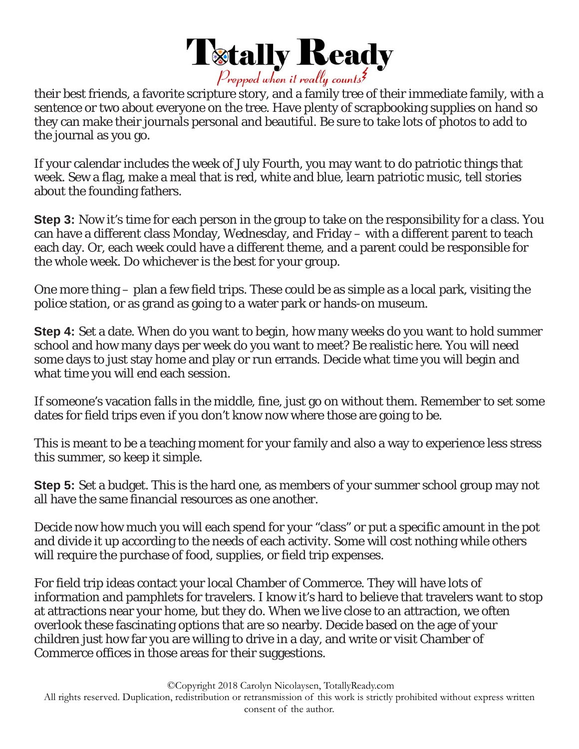their best friends, a favorite scripture story, and a family tree of their immediate family, with a sentence or two about everyone on the tree. Have plenty of scrapbooking supplies on hand so they can make their journals personal and beautiful. Be sure to take lots of photos to add to the journal as you go.

If your calendar includes the week of July Fourth, you may want to do patriotic things that week. Sew a flag, make a meal that is red, white and blue, learn patriotic music, tell stories about the founding fathers.

**Step 3:** Now it's time for each person in the group to take on the responsibility for a class. You can have a different class Monday, Wednesday, and Friday – with a different parent to teach each day. Or, each week could have a different theme, and a parent could be responsible for the whole week. Do whichever is the best for your group.

One more thing – plan a few field trips. These could be as simple as a local park, visiting the police station, or as grand as going to a water park or hands-on museum.

**Step 4:** Set a date. When do you want to begin, how many weeks do you want to hold summer school and how many days per week do you want to meet? Be realistic here. You will need some days to just stay home and play or run errands. Decide what time you will begin and what time you will end each session.

If someone's vacation falls in the middle, fine, just go on without them. Remember to set some dates for field trips even if you don't know now where those are going to be.

This is meant to be a teaching moment for your family and also a way to experience less stress this summer, so keep it simple.

**Step 5:** Set a budget. This is the hard one, as members of your summer school group may not all have the same financial resources as one another.

Decide now how much you will each spend for your "class" or put a specific amount in the pot and divide it up according to the needs of each activity. Some will cost nothing while others will require the purchase of food, supplies, or field trip expenses.

For field trip ideas contact your local Chamber of Commerce. They will have lots of information and pamphlets for travelers. I know it's hard to believe that travelers want to stop at attractions near your home, but they do. When we live close to an attraction, we often overlook these fascinating options that are so nearby. Decide based on the age of your children just how far you are willing to drive in a day, and write or visit Chamber of Commerce offices in those areas for their suggestions.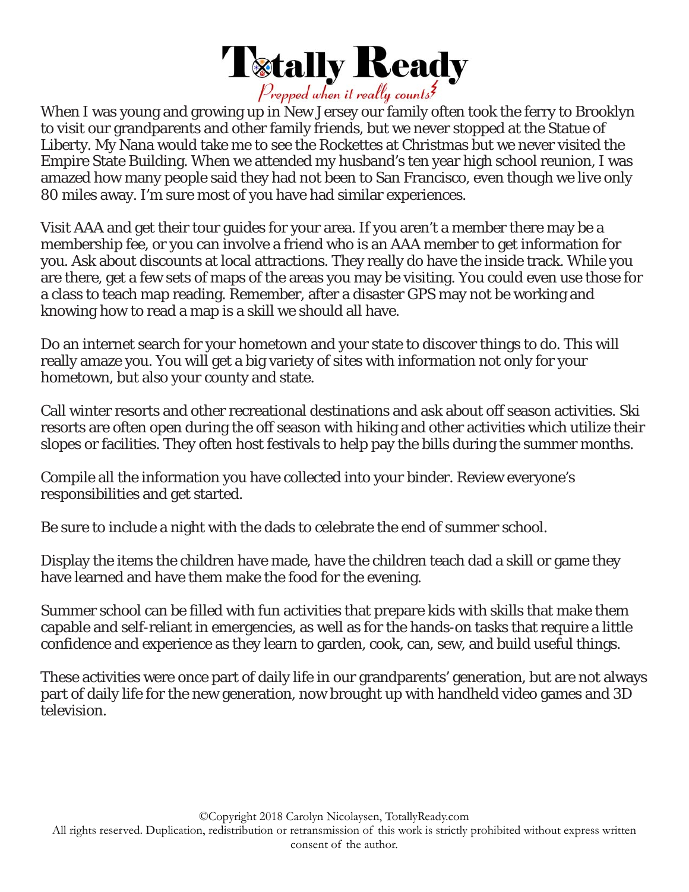When I was young and growing up in New Jersey our family often took the ferry to Brooklyn to visit our grandparents and other family friends, but we never stopped at the Statue of Liberty. My Nana would take me to see the Rockettes at Christmas but we never visited the Empire State Building. When we attended my husband's ten year high school reunion, I was amazed how many people said they had not been to San Francisco, even though we live only 80 miles away. I'm sure most of you have had similar experiences.

Visit AAA and get their tour guides for your area. If you aren't a member there may be a membership fee, or you can involve a friend who is an AAA member to get information for you. Ask about discounts at local attractions. They really do have the inside track. While you are there, get a few sets of maps of the areas you may be visiting. You could even use those for a class to teach map reading. Remember, after a disaster GPS may not be working and knowing how to read a map is a skill we should all have.

Do an internet search for your hometown and your state to discover things to do. This will really amaze you. You will get a big variety of sites with information not only for your hometown, but also your county and state.

Call winter resorts and other recreational destinations and ask about off season activities. Ski resorts are often open during the off season with hiking and other activities which utilize their slopes or facilities. They often host festivals to help pay the bills during the summer months.

Compile all the information you have collected into your binder. Review everyone's responsibilities and get started.

Be sure to include a night with the dads to celebrate the end of summer school.

Display the items the children have made, have the children teach dad a skill or game they have learned and have them make the food for the evening.

Summer school can be filled with fun activities that prepare kids with skills that make them capable and self-reliant in emergencies, as well as for the hands-on tasks that require a little confidence and experience as they learn to garden, cook, can, sew, and build useful things.

These activities were once part of daily life in our grandparents' generation, but are not always part of daily life for the new generation, now brought up with handheld video games and 3D television.